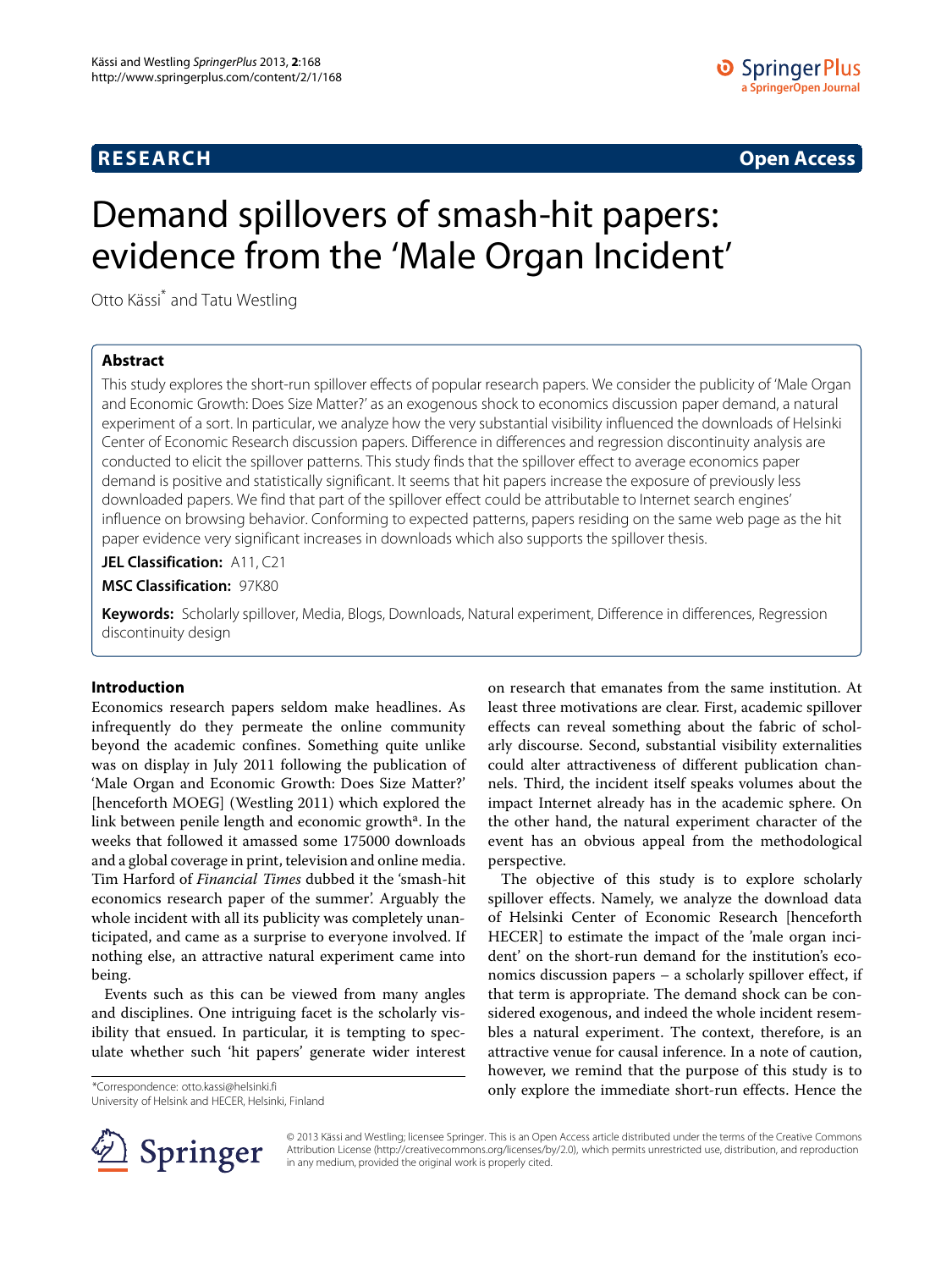**RESEARCH** **Open Access**

# Demand spillovers of smash-hit papers: evidence from the 'Male Organ Incident'

Otto Kässi* and Tatu Westling

## Abstract

This study explores the short-run spillover effects of popular research papers. We consider the publicity of 'Male Organ and Economic Growth: Does Size Matter?' as an exogenous shock to economics discussion paper demand, a natural experiment of a sort. In particular, we analyze how the very substantial visibility influenced the downloads of Helsinki Center of Economic Research discussion papers. Difference in differences and regression discontinuity analysis are conducted to elicit the spillover patterns. This study finds that the spillover effect to average economics paper demand is positive and statistically significant. It seems that hit papers increase the exposure of previously less downloaded papers. We find that part of the spillover effect could be attributable to Internet search engines' influence on browsing behavior. Conforming to expected patterns, papers residing on the same web page as the hit paper evidence very significant increases in downloads which also supports the spillover thesis.

**JEL Classification:** A11, C21

**MSC Classification:** 97K80

**Keywords:** Scholarly spillover, Media, Blogs, Downloads, Natural experiment, Difference in differences, Regression discontinuity design

## Introduction

Economics research papers seldom make headlines. As infrequently do they permeate the online community beyond the academic confines. Something quite unlike was on display in July 2011 following the publication of 'Male Organ and Economic Growth: Does Size Matter?' [henceforth MOEG] (Westling 2011) which explored the link between penile length and economic growth[a]. In the weeks that followed it amassed some 175000 downloads and a global coverage in print, television and online media. Tim Harford of *Financial Times* dubbed it the 'smash-hit economics research paper of the summer'. Arguably the whole incident with all its publicity was completely unanticipated, and came as a surprise to everyone involved. If nothing else, an attractive natural experiment came into being.

Events such as this can be viewed from many angles and disciplines. One intriguing facet is the scholarly visibility that ensued. In particular, it is tempting to speculate whether such 'hit papers' generate wider interest on research that emanates from the same institution. At least three motivations are clear. First, academic spillover effects can reveal something about the fabric of scholarly discourse. Second, substantial visibility externalities could alter attractiveness of different publication channels. Third, the incident itself speaks volumes about the impact Internet already has in the academic sphere. On the other hand, the natural experiment character of the event has an obvious appeal from the methodological perspective.

The objective of this study is to explore scholarly spillover effects. Namely, we analyze the download data of Helsinki Center of Economic Research [henceforth HECER] to estimate the impact of the 'male organ incident' on the short-run demand for the institution's economics discussion papers – a scholarly spillover effect, if that term is appropriate. The demand shock can be considered exogenous, and indeed the whole incident resembles a natural experiment. The context, therefore, is an attractive venue for causal inference. In a note of caution, however, we remind that the purpose of this study is to only explore the immediate short-run effects. Hence the

*Correspondence: otto.kassi@helsinki.fi
University of Helsink and HECER, Helsinki, Finland

© 2013 Kässi and Westling; licensee Springer. This is an Open Access article distributed under the terms of the Creative Commons Attribution License (http://creativecommons.org/licenses/by/2.0), which permits unrestricted use, distribution, and reproduction in any medium, provided the original work is properly cited.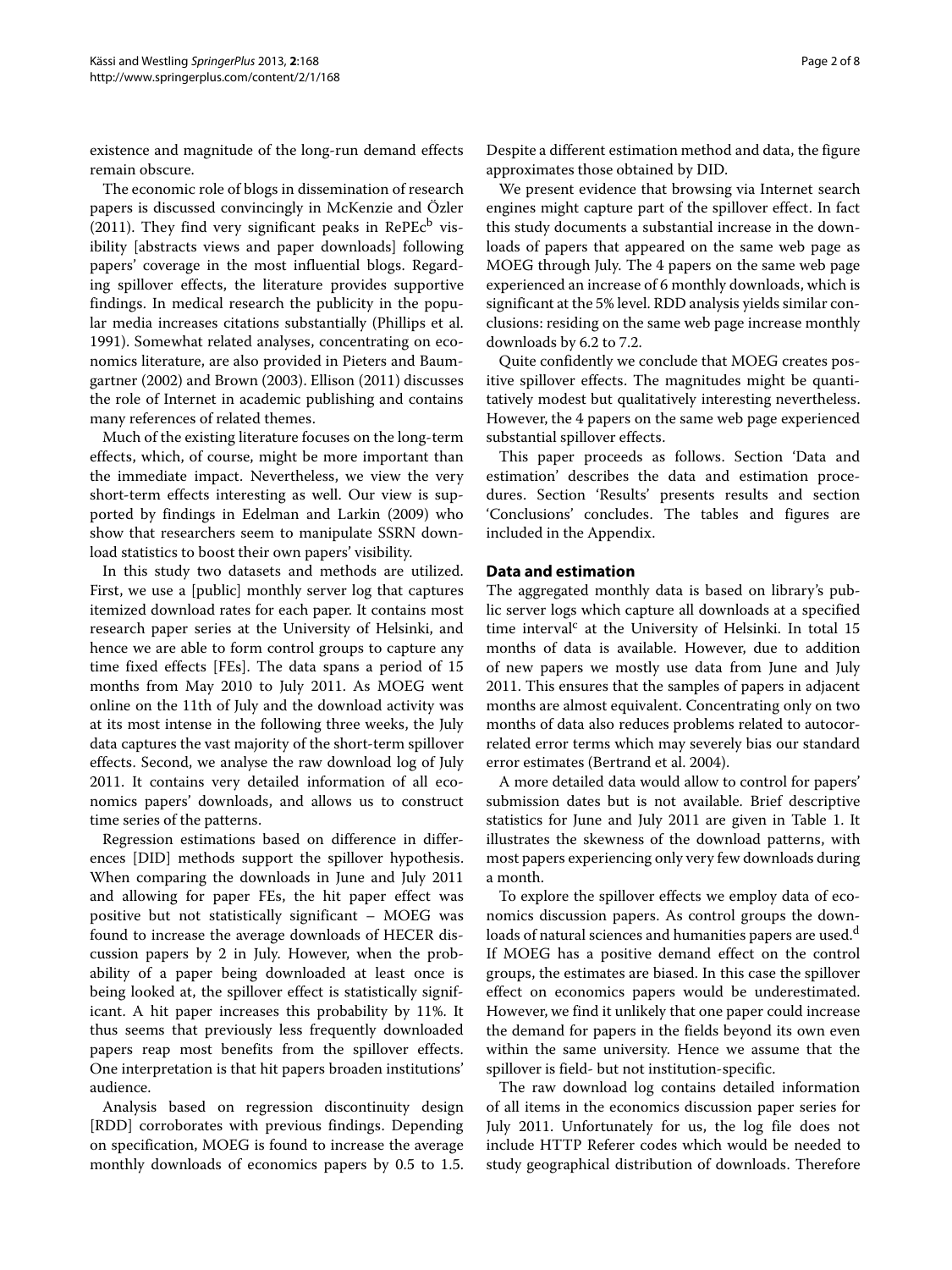existence and magnitude of the long-run demand effects remain obscure.

The economic role of blogs in dissemination of research papers is discussed convincingly in McKenzie and Özler (2011). They find very significant peaks in RePEc[b] visibility [abstracts views and paper downloads] following papers' coverage in the most influential blogs. Regarding spillover effects, the literature provides supportive findings. In medical research the publicity in the popular media increases citations substantially (Phillips et al. 1991). Somewhat related analyses, concentrating on economics literature, are also provided in Pieters and Baumgartner (2002) and Brown (2003). Ellison (2011) discusses the role of Internet in academic publishing and contains many references of related themes.

Much of the existing literature focuses on the long-term effects, which, of course, might be more important than the immediate impact. Nevertheless, we view the very short-term effects interesting as well. Our view is supported by findings in Edelman and Larkin (2009) who show that researchers seem to manipulate SSRN download statistics to boost their own papers' visibility.

In this study two datasets and methods are utilized. First, we use a [public] monthly server log that captures itemized download rates for each paper. It contains most research paper series at the University of Helsinki, and hence we are able to form control groups to capture any time fixed effects [FEs]. The data spans a period of 15 months from May 2010 to July 2011. As MOEG went online on the 11th of July and the download activity was at its most intense in the following three weeks, the July data captures the vast majority of the short-term spillover effects. Second, we analyse the raw download log of July 2011. It contains very detailed information of all economics papers' downloads, and allows us to construct time series of the patterns.

Regression estimations based on difference in differences [DID] methods support the spillover hypothesis. When comparing the downloads in June and July 2011 and allowing for paper FEs, the hit paper effect was positive but not statistically significant – MOEG was found to increase the average downloads of HECER discussion papers by 2 in July. However, when the probability of a paper being downloaded at least once is being looked at, the spillover effect is statistically significant. A hit paper increases this probability by 11%. It thus seems that previously less frequently downloaded papers reap most benefits from the spillover effects. One interpretation is that hit papers broaden institutions' audience.

Analysis based on regression discontinuity design [RDD] corroborates with previous findings. Depending on specification, MOEG is found to increase the average monthly downloads of economics papers by 0.5 to 1.5. Despite a different estimation method and data, the figure approximates those obtained by DID.

We present evidence that browsing via Internet search engines might capture part of the spillover effect. In fact this study documents a substantial increase in the downloads of papers that appeared on the same web page as MOEG through July. The 4 papers on the same web page experienced an increase of 6 monthly downloads, which is significant at the 5% level. RDD analysis yields similar conclusions: residing on the same web page increase monthly downloads by 6.2 to 7.2.

Quite confidently we conclude that MOEG creates positive spillover effects. The magnitudes might be quantitatively modest but qualitatively interesting nevertheless. However, the 4 papers on the same web page experienced substantial spillover effects.

This paper proceeds as follows. Section 'Data and estimation' describes the data and estimation procedures. Section 'Results' presents results and section 'Conclusions' concludes. The tables and figures are included in the Appendix.

## Data and estimation

The aggregated monthly data is based on library's public server logs which capture all downloads at a specified time interval[c] at the University of Helsinki. In total 15 months of data is available. However, due to addition of new papers we mostly use data from June and July 2011. This ensures that the samples of papers in adjacent months are almost equivalent. Concentrating only on two months of data also reduces problems related to autocorrelated error terms which may severely bias our standard error estimates (Bertrand et al. 2004).

A more detailed data would allow to control for papers' submission dates but is not available. Brief descriptive statistics for June and July 2011 are given in Table 1. It illustrates the skewness of the download patterns, with most papers experiencing only very few downloads during a month.

To explore the spillover effects we employ data of economics discussion papers. As control groups the downloads of natural sciences and humanities papers are used.[d] If MOEG has a positive demand effect on the control groups, the estimates are biased. In this case the spillover effect on economics papers would be underestimated. However, we find it unlikely that one paper could increase the demand for papers in the fields beyond its own even within the same university. Hence we assume that the spillover is field- but not institution-specific.

The raw download log contains detailed information of all items in the economics discussion paper series for July 2011. Unfortunately for us, the log file does not include HTTP Referer codes which would be needed to study geographical distribution of downloads. Therefore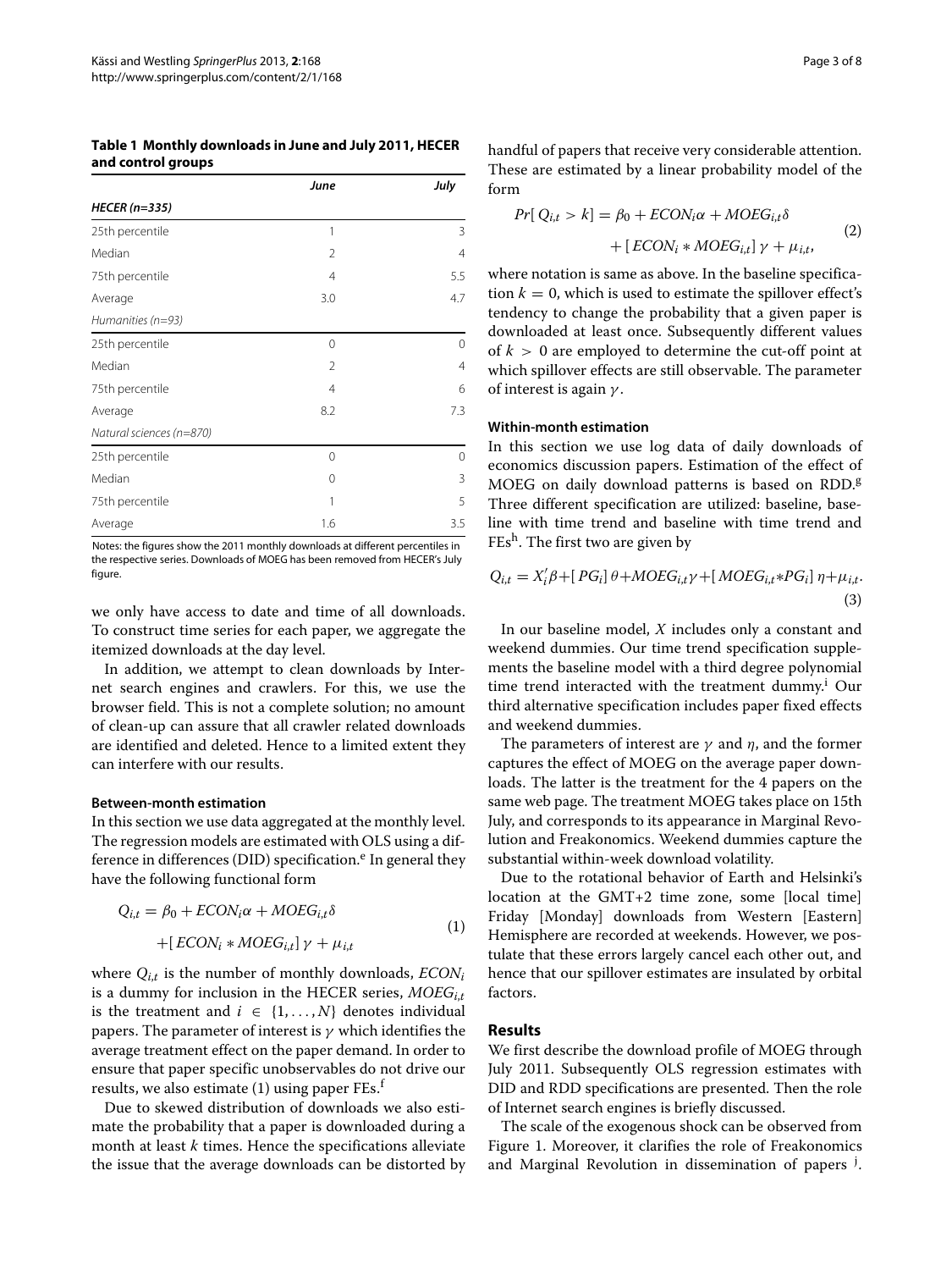**Table 1 Monthly downloads in June and July 2011, HECER and control groups**

| | *June* | *July* |
|---|---|---|
| ***HECER (n=335)*** | | |
| 25th percentile | 1 | 3 |
| Median | 2 | 4 |
| 75th percentile | 4 | 5.5 |
| Average | 3.0 | 4.7 |
| *Humanities (n=93)* | | |
| 25th percentile | 0 | 0 |
| Median | 2 | 4 |
| 75th percentile | 4 | 6 |
| Average | 8.2 | 7.3 |
| *Natural sciences (n=870)* | | |
| 25th percentile | 0 | 0 |
| Median | 0 | 3 |
| 75th percentile | 1 | 5 |
| Average | 1.6 | 3.5 |

Notes: the figures show the 2011 monthly downloads at different percentiles in the respective series. Downloads of MOEG has been removed from HECER's July figure.

we only have access to date and time of all downloads. To construct time series for each paper, we aggregate the itemized downloads at the day level.

In addition, we attempt to clean downloads by Internet search engines and crawlers. For this, we use the browser field. This is not a complete solution; no amount of clean-up can assure that all crawler related downloads are identified and deleted. Hence to a limited extent they can interfere with our results.

### Between-month estimation

In this section we use data aggregated at the monthly level. The regression models are estimated with OLS using a difference in differences (DID) specification.[e] In general they have the following functional form

$$Q_{i,t} = \beta_0 + ECON_i\alpha + MOEG_{i,t}\delta + [ECON_i * MOEG_{i,t}]\,\gamma + \mu_{i,t} \tag{1}$$

where $Q_{i,t}$ is the number of monthly downloads, $ECON_i$ is a dummy for inclusion in the HECER series, $MOEG_{i,t}$ is the treatment and $i \in \{1, \ldots, N\}$ denotes individual papers. The parameter of interest is $\gamma$ which identifies the average treatment effect on the paper demand. In order to ensure that paper specific unobservables do not drive our results, we also estimate (1) using paper FEs.[f]

Due to skewed distribution of downloads we also estimate the probability that a paper is downloaded during a month at least $k$ times. Hence the specifications alleviate the issue that the average downloads can be distorted by handful of papers that receive very considerable attention. These are estimated by a linear probability model of the form

$$Pr[\,Q_{i,t} > k] = \beta_0 + ECON_i\alpha + MOEG_{i,t}\delta + [ECON_i * MOEG_{i,t}]\,\gamma + \mu_{i,t}, \tag{2}$$

where notation is same as above. In the baseline specification $k = 0$, which is used to estimate the spillover effect's tendency to change the probability that a given paper is downloaded at least once. Subsequently different values of $k > 0$ are employed to determine the cut-off point at which spillover effects are still observable. The parameter of interest is again $\gamma$.

### Within-month estimation

In this section we use log data of daily downloads of economics discussion papers. Estimation of the effect of MOEG on daily download patterns is based on RDD.[g] Three different specification are utilized: baseline, baseline with time trend and baseline with time trend and FEs[h]. The first two are given by

$$Q_{i,t} = X_i'\beta + [PG_i]\,\theta + MOEG_{i,t}\gamma + [MOEG_{i,t} * PG_i]\,\eta + \mu_{i,t}. \tag{3}$$

In our baseline model, $X$ includes only a constant and weekend dummies. Our time trend specification supplements the baseline model with a third degree polynomial time trend interacted with the treatment dummy.[i] Our third alternative specification includes paper fixed effects and weekend dummies.

The parameters of interest are $\gamma$ and $\eta$, and the former captures the effect of MOEG on the average paper downloads. The latter is the treatment for the 4 papers on the same web page. The treatment MOEG takes place on 15th July, and corresponds to its appearance in Marginal Revolution and Freakonomics. Weekend dummies capture the substantial within-week download volatility.

Due to the rotational behavior of Earth and Helsinki's location at the GMT+2 time zone, some [local time] Friday [Monday] downloads from Western [Eastern] Hemisphere are recorded at weekends. However, we postulate that these errors largely cancel each other out, and hence that our spillover estimates are insulated by orbital factors.

## Results

We first describe the download profile of MOEG through July 2011. Subsequently OLS regression estimates with DID and RDD specifications are presented. Then the role of Internet search engines is briefly discussed.

The scale of the exogenous shock can be observed from Figure 1. Moreover, it clarifies the role of Freakonomics and Marginal Revolution in dissemination of papers [j].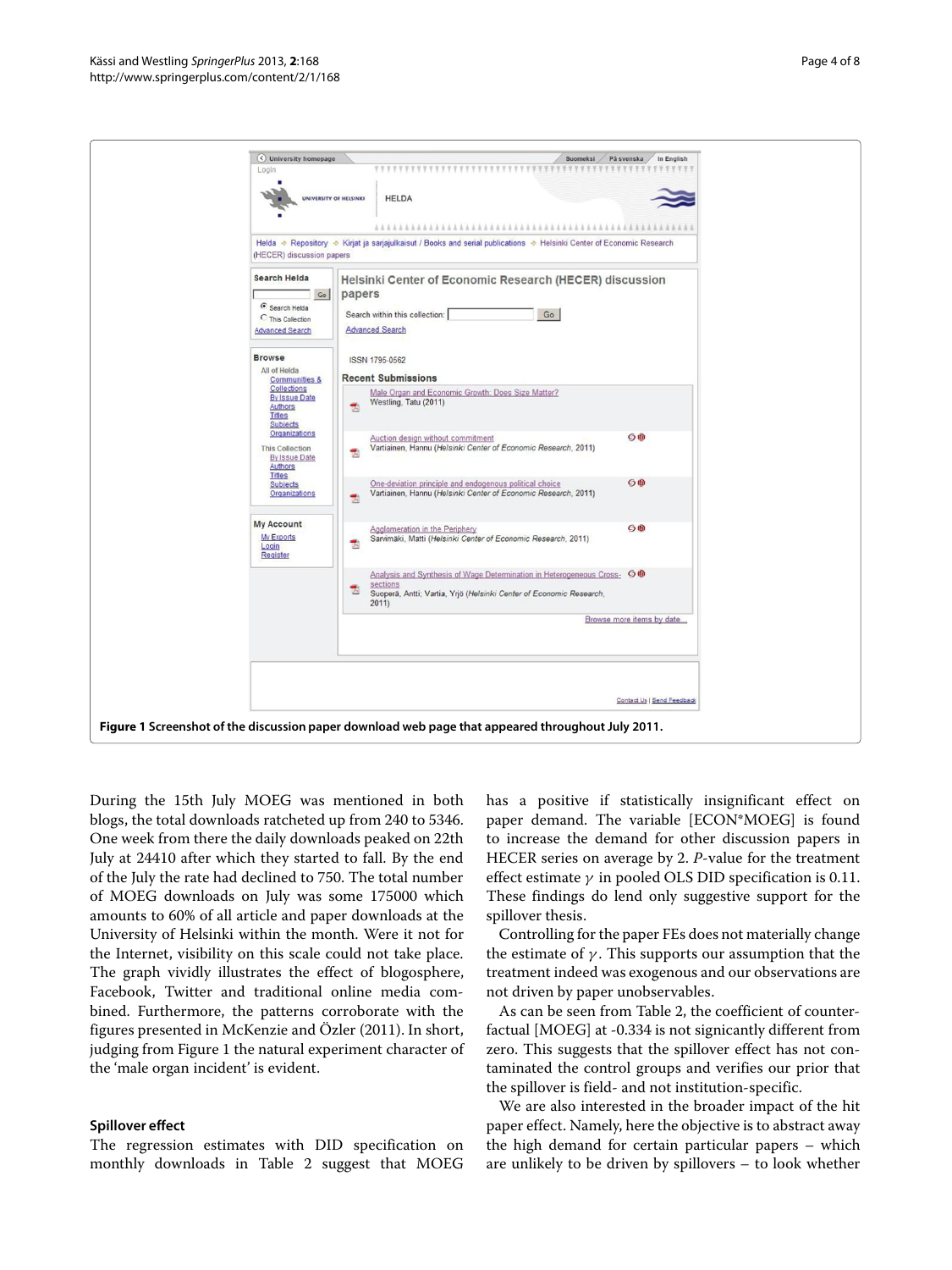**Figure 1 Screenshot of the discussion paper download web page that appeared throughout July 2011.**

During the 15th July MOEG was mentioned in both blogs, the total downloads ratcheted up from 240 to 5346. One week from there the daily downloads peaked on 22th July at 24410 after which they started to fall. By the end of the July the rate had declined to 750. The total number of MOEG downloads on July was some 175000 which amounts to 60% of all article and paper downloads at the University of Helsinki within the month. Were it not for the Internet, visibility on this scale could not take place. The graph vividly illustrates the effect of blogosphere, Facebook, Twitter and traditional online media combined. Furthermore, the patterns corroborate with the figures presented in McKenzie and Özler (2011). In short, judging from Figure 1 the natural experiment character of the 'male organ incident' is evident.

### Spillover effect

The regression estimates with DID specification on monthly downloads in Table 2 suggest that MOEG has a positive if statistically insignificant effect on paper demand. The variable [ECON*MOEG] is found to increase the demand for other discussion papers in HECER series on average by 2. *P*-value for the treatment effect estimate $\gamma$ in pooled OLS DID specification is 0.11. These findings do lend only suggestive support for the spillover thesis.

Controlling for the paper FEs does not materially change the estimate of $\gamma$. This supports our assumption that the treatment indeed was exogenous and our observations are not driven by paper unobservables.

As can be seen from Table 2, the coefficient of counterfactual [MOEG] at -0.334 is not signicantly different from zero. This suggests that the spillover effect has not contaminated the control groups and verifies our prior that the spillover is field- and not institution-specific.

We are also interested in the broader impact of the hit paper effect. Namely, here the objective is to abstract away the high demand for certain particular papers – which are unlikely to be driven by spillovers – to look whether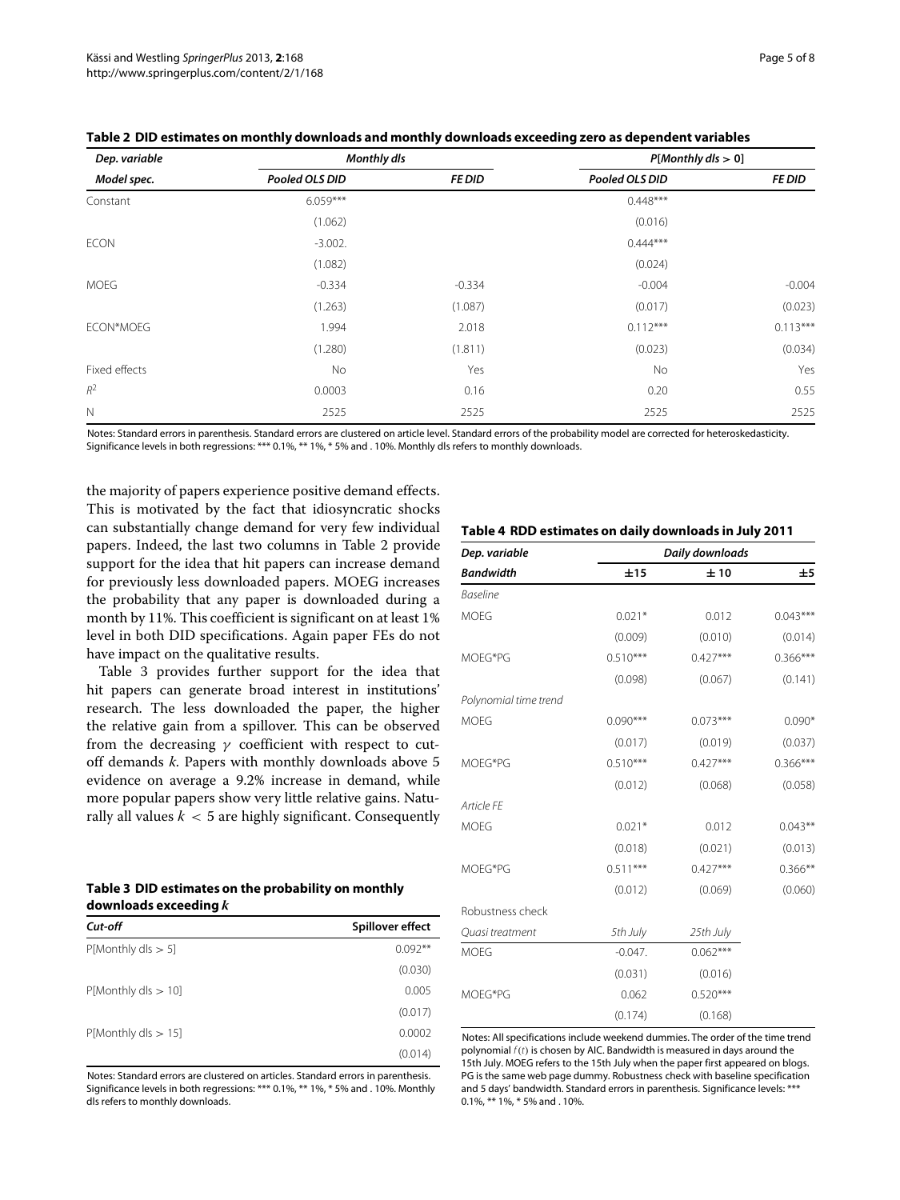**Table 2 DID estimates on monthly downloads and monthly downloads exceeding zero as dependent variables**

| *Dep. variable* | *Monthly dls* | | *P[Monthly dls > 0]* | |
|---|---|---|---|---|
| *Model spec.* | *Pooled OLS DID* | *FE DID* | *Pooled OLS DID* | *FE DID* |
| Constant | 6.059*** | | 0.448*** | |
| | (1.062) | | (0.016) | |
| ECON | -3.002. | | 0.444*** | |
| | (1.082) | | (0.024) | |
| MOEG | -0.334 | -0.334 | -0.004 | -0.004 |
| | (1.263) | (1.087) | (0.017) | (0.023) |
| ECON*MOEG | 1.994 | 2.018 | 0.112*** | 0.113*** |
| | (1.280) | (1.811) | (0.023) | (0.034) |
| Fixed effects | No | Yes | No | Yes |
| $R^2$ | 0.0003 | 0.16 | 0.20 | 0.55 |
| N | 2525 | 2525 | 2525 | 2525 |

Notes: Standard errors in parenthesis. Standard errors are clustered on article level. Standard errors of the probability model are corrected for heteroskedasticity. Significance levels in both regressions: *** 0.1%, ** 1%, * 5% and . 10%. Monthly dls refers to monthly downloads.

the majority of papers experience positive demand effects. This is motivated by the fact that idiosyncratic shocks can substantially change demand for very few individual papers. Indeed, the last two columns in Table 2 provide support for the idea that hit papers can increase demand for previously less downloaded papers. MOEG increases the probability that any paper is downloaded during a month by 11%. This coefficient is significant on at least 1% level in both DID specifications. Again paper FEs do not have impact on the qualitative results.

Table 3 provides further support for the idea that hit papers can generate broad interest in institutions' research. The less downloaded the paper, the higher the relative gain from a spillover. This can be observed from the decreasing $\gamma$ coefficient with respect to cut-off demands $k$. Papers with monthly downloads above 5 evidence on average a 9.2% increase in demand, while more popular papers show very little relative gains. Naturally all values $k < 5$ are highly significant. Consequently

**Table 3 DID estimates on the probability on monthly downloads exceeding *k***

| *Cut-off* | Spillover effect |
|---|---|
| P[Monthly dls > 5] | 0.092** |
| | (0.030) |
| P[Monthly dls > 10] | 0.005 |
| | (0.017) |
| P[Monthly dls > 15] | 0.0002 |
| | (0.014) |

Notes: Standard errors are clustered on articles. Standard errors in parenthesis. Significance levels in both regressions: *** 0.1%, ** 1%, * 5% and . 10%. Monthly dls refers to monthly downloads.

**Table 4 RDD estimates on daily downloads in July 2011**

| *Dep. variable* | *Daily downloads* | | |
|---|---|---|---|
| ***Bandwidth*** | **±15** | **± 10** | **±5** |
| *Baseline* | | | |
| MOEG | 0.021* | 0.012 | 0.043*** |
| | (0.009) | (0.010) | (0.014) |
| MOEG*PG | 0.510*** | 0.427*** | 0.366*** |
| | (0.098) | (0.067) | (0.141) |
| *Polynomial time trend* | | | |
| MOEG | 0.090*** | 0.073*** | 0.090* |
| | (0.017) | (0.019) | (0.037) |
| MOEG*PG | 0.510*** | 0.427*** | 0.366*** |
| | (0.012) | (0.068) | (0.058) |
| *Article FE* | | | |
| MOEG | 0.021* | 0.012 | 0.043** |
| | (0.018) | (0.021) | (0.013) |
| MOEG*PG | 0.511*** | 0.427*** | 0.366** |
| | (0.012) | (0.069) | (0.060) |
| Robustness check | | | |
| *Quasi treatment* | *5th July* | *25th July* | |
| MOEG | -0.047. | 0.062*** | |
| | (0.031) | (0.016) | |
| MOEG*PG | 0.062 | 0.520*** | |
| | (0.174) | (0.168) | |

Notes: All specifications include weekend dummies. The order of the time trend polynomial $f(t)$ is chosen by AIC. Bandwidth is measured in days around the 15th July. MOEG refers to the 15th July when the paper first appeared on blogs. PG is the same web page dummy. Robustness check with baseline specification and 5 days' bandwidth. Standard errors in parenthesis. Significance levels: *** 0.1%, ** 1%, * 5% and . 10%.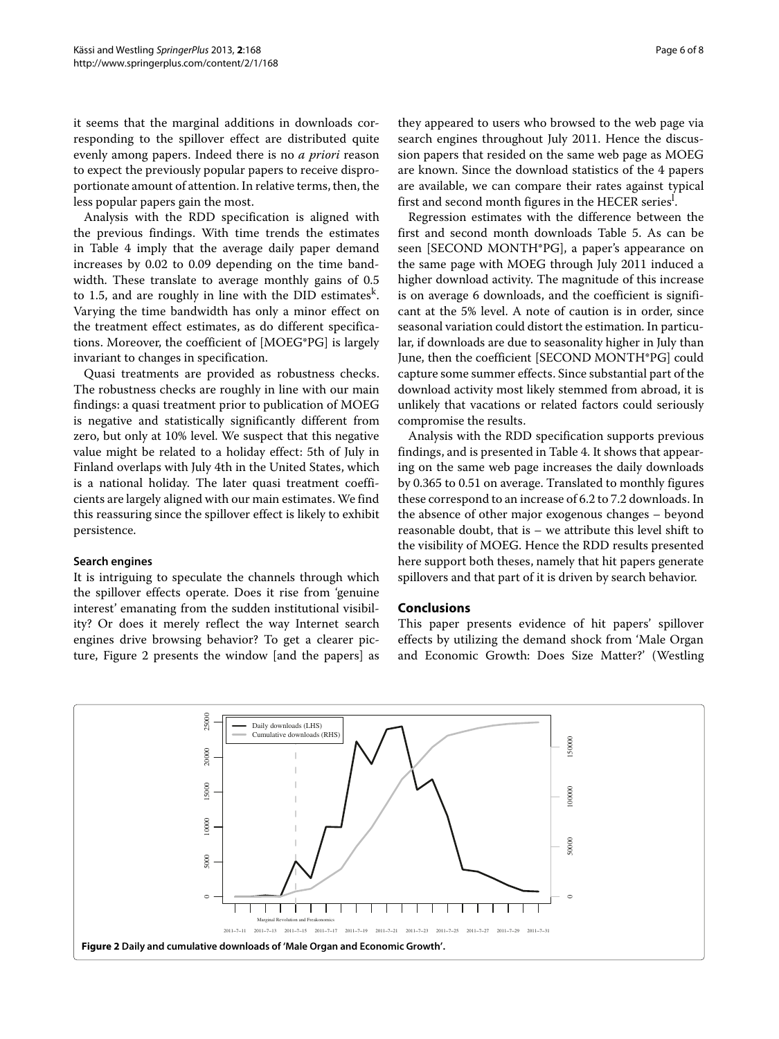it seems that the marginal additions in downloads corresponding to the spillover effect are distributed quite evenly among papers. Indeed there is no *a priori* reason to expect the previously popular papers to receive disproportionate amount of attention. In relative terms, then, the less popular papers gain the most.

Analysis with the RDD specification is aligned with the previous findings. With time trends the estimates in Table 4 imply that the average daily paper demand increases by 0.02 to 0.09 depending on the time bandwidth. These translate to average monthly gains of 0.5 to 1.5, and are roughly in line with the DID estimates[k]. Varying the time bandwidth has only a minor effect on the treatment effect estimates, as do different specifications. Moreover, the coefficient of [MOEG*PG] is largely invariant to changes in specification.

Quasi treatments are provided as robustness checks. The robustness checks are roughly in line with our main findings: a quasi treatment prior to publication of MOEG is negative and statistically significantly different from zero, but only at 10% level. We suspect that this negative value might be related to a holiday effect: 5th of July in Finland overlaps with July 4th in the United States, which is a national holiday. The later quasi treatment coefficients are largely aligned with our main estimates. We find this reassuring since the spillover effect is likely to exhibit persistence.

#### Search engines

It is intriguing to speculate the channels through which the spillover effects operate. Does it rise from 'genuine interest' emanating from the sudden institutional visibility? Or does it merely reflect the way Internet search engines drive browsing behavior? To get a clearer picture, Figure 2 presents the window [and the papers] as they appeared to users who browsed to the web page via search engines throughout July 2011. Hence the discussion papers that resided on the same web page as MOEG are known. Since the download statistics of the 4 papers are available, we can compare their rates against typical first and second month figures in the HECER series[l].

Regression estimates with the difference between the first and second month downloads Table 5. As can be seen [SECOND MONTH*PG], a paper's appearance on the same page with MOEG through July 2011 induced a higher download activity. The magnitude of this increase is on average 6 downloads, and the coefficient is significant at the 5% level. A note of caution is in order, since seasonal variation could distort the estimation. In particular, if downloads are due to seasonality higher in July than June, then the coefficient [SECOND MONTH*PG] could capture some summer effects. Since substantial part of the download activity most likely stemmed from abroad, it is unlikely that vacations or related factors could seriously compromise the results.

Analysis with the RDD specification supports previous findings, and is presented in Table 4. It shows that appearing on the same web page increases the daily downloads by 0.365 to 0.51 on average. Translated to monthly figures these correspond to an increase of 6.2 to 7.2 downloads. In the absence of other major exogenous changes – beyond reasonable doubt, that is – we attribute this level shift to the visibility of MOEG. Hence the RDD results presented here support both theses, namely that hit papers generate spillovers and that part of it is driven by search behavior.

## Conclusions

This paper presents evidence of hit papers' spillover effects by utilizing the demand shock from 'Male Organ and Economic Growth: Does Size Matter?' (Westling

Daily downloads (LHS)
Cumulative downloads (RHS)
0 5000 10000 15000 20000 25000
0 50000 100000 150000
Marginal Revolution and Freakonomics
2011−7−11 2011−7−13 2011−7−15 2011−7−17 2011−7−19 2011−7−21 2011−7−23 2011−7−25 2011−7−27 2011−7−29 2011−7−31

**Figure 2 Daily and cumulative downloads of 'Male Organ and Economic Growth'.**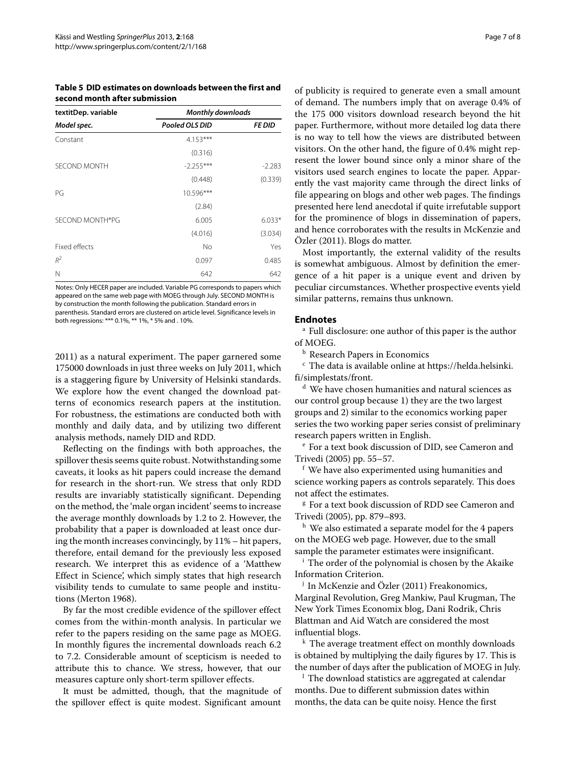**Table 5 DID estimates on downloads between the first and second month after submission**

| textitDep. variable | *Monthly downloads* | |
|---|---|---|
| *Model spec.* | *Pooled OLS DID* | *FE DID* |
| Constant | 4.153*** | |
| | (0.316) | |
| SECOND MONTH | -2.255*** | -2.283 |
| | (0.448) | (0.339) |
| PG | 10.596*** | |
| | (2.84) | |
| SECOND MONTH*PG | 6.005 | 6.033* |
| | (4.016) | (3.034) |
| Fixed effects | No | Yes |
| $R^2$ | 0.097 | 0.485 |
| N | 642 | 642 |

Notes: Only HECER paper are included. Variable PG corresponds to papers which appeared on the same web page with MOEG through July. SECOND MONTH is by construction the month following the publication. Standard errors in parenthesis. Standard errors are clustered on article level. Significance levels in both regressions: *** 0.1%, ** 1%, * 5% and . 10%.

2011) as a natural experiment. The paper garnered some 175000 downloads in just three weeks on July 2011, which is a staggering figure by University of Helsinki standards. We explore how the event changed the download patterns of economics research papers at the institution. For robustness, the estimations are conducted both with monthly and daily data, and by utilizing two different analysis methods, namely DID and RDD.

Reflecting on the findings with both approaches, the spillover thesis seems quite robust. Notwithstanding some caveats, it looks as hit papers could increase the demand for research in the short-run. We stress that only RDD results are invariably statistically significant. Depending on the method, the 'male organ incident' seems to increase the average monthly downloads by 1.2 to 2. However, the probability that a paper is downloaded at least once during the month increases convincingly, by 11% – hit papers, therefore, entail demand for the previously less exposed research. We interpret this as evidence of a 'Matthew Effect in Science', which simply states that high research visibility tends to cumulate to same people and institutions (Merton 1968).

By far the most credible evidence of the spillover effect comes from the within-month analysis. In particular we refer to the papers residing on the same page as MOEG. In monthly figures the incremental downloads reach 6.2 to 7.2. Considerable amount of scepticism is needed to attribute this to chance. We stress, however, that our measures capture only short-term spillover effects.

It must be admitted, though, that the magnitude of the spillover effect is quite modest. Significant amount of publicity is required to generate even a small amount of demand. The numbers imply that on average 0.4% of the 175 000 visitors download research beyond the hit paper. Furthermore, without more detailed log data there is no way to tell how the views are distributed between visitors. On the other hand, the figure of 0.4% might represent the lower bound since only a minor share of the visitors used search engines to locate the paper. Apparently the vast majority came through the direct links of file appearing on blogs and other web pages. The findings presented here lend anecdotal if quite irrefutable support for the prominence of blogs in dissemination of papers, and hence corroborates with the results in McKenzie and Özler (2011). Blogs do matter.

Most importantly, the external validity of the results is somewhat ambiguous. Almost by definition the emergence of a hit paper is a unique event and driven by peculiar circumstances. Whether prospective events yield similar patterns, remains thus unknown.

## Endnotes

[a] Full disclosure: one author of this paper is the author of MOEG.

[b] Research Papers in Economics

[c] The data is available online at https://helda.helsinki.fi/simplestats/front.

[d] We have chosen humanities and natural sciences as our control group because 1) they are the two largest groups and 2) similar to the economics working paper series the two working paper series consist of preliminary research papers written in English.

[e] For a text book discussion of DID, see Cameron and Trivedi (2005) pp. 55–57.

[f] We have also experimented using humanities and science working papers as controls separately. This does not affect the estimates.

[g] For a text book discussion of RDD see Cameron and Trivedi (2005), pp. 879–893.

[h] We also estimated a separate model for the 4 papers on the MOEG web page. However, due to the small sample the parameter estimates were insignificant.

[i] The order of the polynomial is chosen by the Akaike Information Criterion.

[j] In McKenzie and Özler (2011) Freakonomics, Marginal Revolution, Greg Mankiw, Paul Krugman, The New York Times Economix blog, Dani Rodrik, Chris Blattman and Aid Watch are considered the most influential blogs.

[k] The average treatment effect on monthly downloads is obtained by multiplying the daily figures by 17. This is the number of days after the publication of MOEG in July.

[l] The download statistics are aggregated at calendar months. Due to different submission dates within months, the data can be quite noisy. Hence the first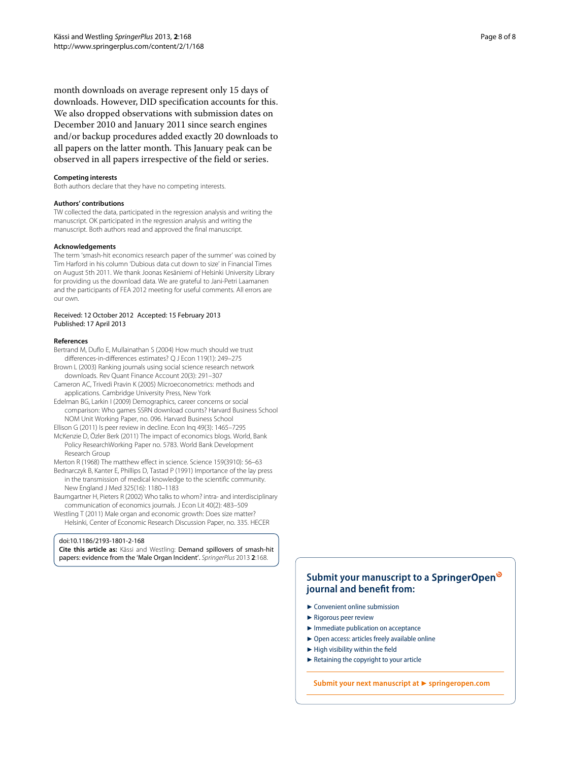month downloads on average represent only 15 days of downloads. However, DID specification accounts for this. We also dropped observations with submission dates on December 2010 and January 2011 since search engines and/or backup procedures added exactly 20 downloads to all papers on the latter month. This January peak can be observed in all papers irrespective of the field or series.

#### Competing interests
Both authors declare that they have no competing interests.

#### Authors' contributions
TW collected the data, participated in the regression analysis and writing the manuscript. OK participated in the regression analysis and writing the manuscript. Both authors read and approved the final manuscript.

#### Acknowledgements
The term 'smash-hit economics research paper of the summer' was coined by Tim Harford in his column 'Dubious data cut down to size' in Financial Times on August 5th 2011. We thank Joonas Kesäniemi of Helsinki University Library for providing us the download data. We are grateful to Jani-Petri Laamanen and the participants of FEA 2012 meeting for useful comments. All errors are our own.

Received: 12 October 2012 Accepted: 15 February 2013
Published: 17 April 2013

#### References
Bertrand M, Duflo E, Mullainathan S (2004) How much should we trust differences-in-differences estimates? Q J Econ 119(1): 249–275

Brown L (2003) Ranking journals using social science research network downloads. Rev Quant Finance Account 20(3): 291–307

Cameron AC, Trivedi Pravin K (2005) Microeconometrics: methods and applications. Cambridge University Press, New York

Edelman BG, Larkin I (2009) Demographics, career concerns or social comparison: Who games SSRN download counts? Harvard Business School NOM Unit Working Paper, no. 096. Harvard Business School

Ellison G (2011) Is peer review in decline. Econ Inq 49(3): 1465–7295

McKenzie D, Özler Berk (2011) The impact of economics blogs. World, Bank Policy ResearchWorking Paper no. 5783. World Bank Development Research Group

Merton R (1968) The matthew effect in science. Science 159(3910): 56–63

Bednarczyk B, Kanter E, Phillips D, Tastad P (1991) Importance of the lay press in the transmission of medical knowledge to the scientific community. New England J Med 325(16): 1180–1183

Baumgartner H, Pieters R (2002) Who talks to whom? intra- and interdisciplinary communication of economics journals. J Econ Lit 40(2): 483–509

Westling T (2011) Male organ and economic growth: Does size matter? Helsinki, Center of Economic Research Discussion Paper, no. 335. HECER

doi:10.1186/2193-1801-2-168
**Cite this article as:** Kässi and Westling: Demand spillovers of smash-hit papers: evidence from the 'Male Organ Incident'. *SpringerPlus* 2013 **2**:168.

**Submit your manuscript to a SpringerOpen journal and benefit from:**

- Convenient online submission
- Rigorous peer review
- Immediate publication on acceptance
- Open access: articles freely available online
- High visibility within the field
- Retaining the copyright to your article

**Submit your next manuscript at ► springeropen.com**